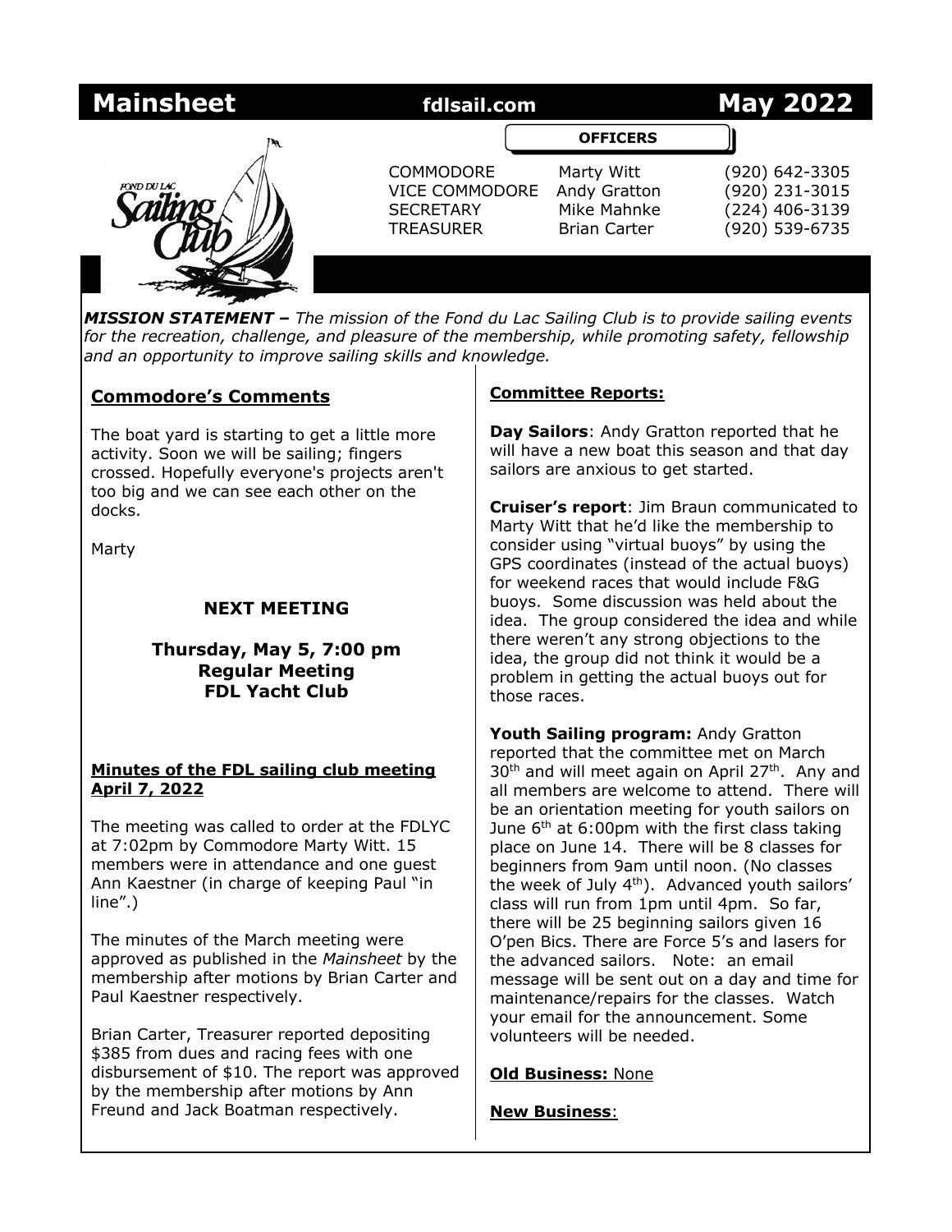# Mainsheet fdlsail.com May 2022

**OFFICERS**

| | | |
|---|---|---|
| COMMODORE | Marty Witt | (920) 642-3305 |
| VICE COMMODORE | Andy Gratton | (920) 231-3015 |
| SECRETARY | Mike Mahnke | (224) 406-3139 |
| TREASURER | Brian Carter | (920) 539-6735 |

***MISSION STATEMENT –*** *The mission of the Fond du Lac Sailing Club is to provide sailing events for the recreation, challenge, and pleasure of the membership, while promoting safety, fellowship and an opportunity to improve sailing skills and knowledge.*

## Commodore's Comments

The boat yard is starting to get a little more activity. Soon we will be sailing; fingers crossed. Hopefully everyone's projects aren't too big and we can see each other on the docks.

Marty

### NEXT MEETING

**Thursday, May 5, 7:00 pm**
**Regular Meeting**
**FDL Yacht Club**

### Minutes of the FDL sailing club meeting April 7, 2022

The meeting was called to order at the FDLYC at 7:02pm by Commodore Marty Witt. 15 members were in attendance and one guest Ann Kaestner (in charge of keeping Paul "in line".)

The minutes of the March meeting were approved as published in the *Mainsheet* by the membership after motions by Brian Carter and Paul Kaestner respectively.

Brian Carter, Treasurer reported depositing $385 from dues and racing fees with one disbursement of $10. The report was approved by the membership after motions by Ann Freund and Jack Boatman respectively.

### Committee Reports:

**Day Sailors**: Andy Gratton reported that he will have a new boat this season and that day sailors are anxious to get started.

**Cruiser's report**: Jim Braun communicated to Marty Witt that he'd like the membership to consider using "virtual buoys" by using the GPS coordinates (instead of the actual buoys) for weekend races that would include F&G buoys. Some discussion was held about the idea. The group considered the idea and while there weren't any strong objections to the idea, the group did not think it would be a problem in getting the actual buoys out for those races.

**Youth Sailing program:** Andy Gratton reported that the committee met on March 30th and will meet again on April 27th. Any and all members are welcome to attend. There will be an orientation meeting for youth sailors on June 6th at 6:00pm with the first class taking place on June 14. There will be 8 classes for beginners from 9am until noon. (No classes the week of July 4th). Advanced youth sailors' class will run from 1pm until 4pm. So far, there will be 25 beginning sailors given 16 O'pen Bics. There are Force 5's and lasers for the advanced sailors. Note: an email message will be sent out on a day and time for maintenance/repairs for the classes. Watch your email for the announcement. Some volunteers will be needed.

**Old Business:** None

**New Business**: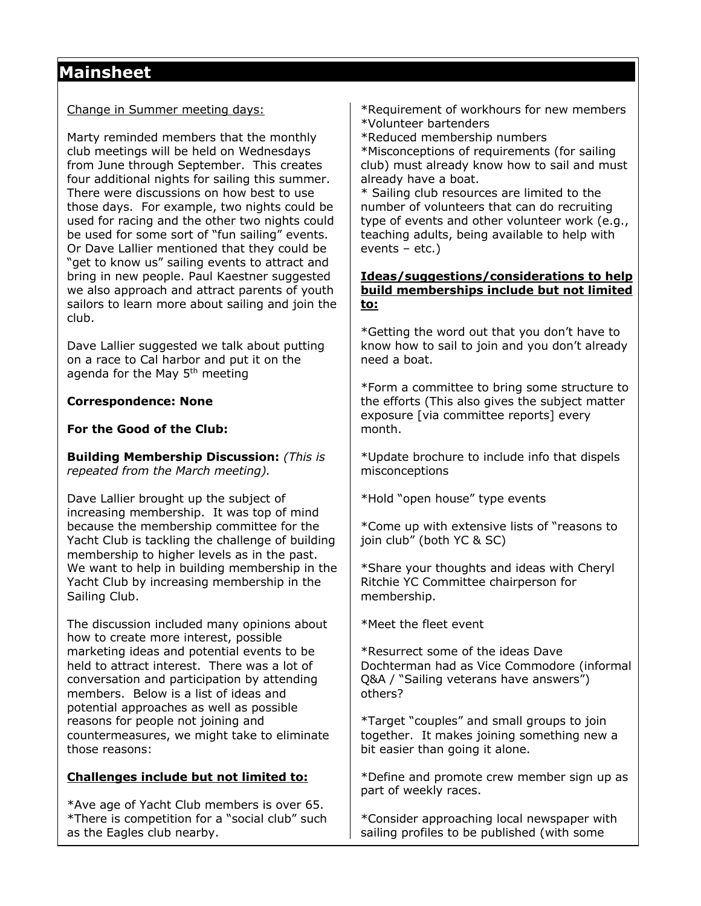## Mainsheet

Change in Summer meeting days:

Marty reminded members that the monthly club meetings will be held on Wednesdays from June through September. This creates four additional nights for sailing this summer. There were discussions on how best to use those days. For example, two nights could be used for racing and the other two nights could be used for some sort of "fun sailing" events. Or Dave Lallier mentioned that they could be "get to know us" sailing events to attract and bring in new people. Paul Kaestner suggested we also approach and attract parents of youth sailors to learn more about sailing and join the club.

Dave Lallier suggested we talk about putting on a race to Cal harbor and put it on the agenda for the May 5th meeting

**Correspondence: None**

**For the Good of the Club:**

**Building Membership Discussion:** *(This is repeated from the March meeting).*

Dave Lallier brought up the subject of increasing membership. It was top of mind because the membership committee for the Yacht Club is tackling the challenge of building membership to higher levels as in the past. We want to help in building membership in the Yacht Club by increasing membership in the Sailing Club.

The discussion included many opinions about how to create more interest, possible marketing ideas and potential events to be held to attract interest. There was a lot of conversation and participation by attending members. Below is a list of ideas and potential approaches as well as possible reasons for people not joining and countermeasures, we might take to eliminate those reasons:

**Challenges include but not limited to:**

*Ave age of Yacht Club members is over 65.
*There is competition for a "social club" such as the Eagles club nearby.
*Requirement of workhours for new members
*Volunteer bartenders
*Reduced membership numbers
*Misconceptions of requirements (for sailing club) must already know how to sail and must already have a boat.
* Sailing club resources are limited to the number of volunteers that can do recruiting type of events and other volunteer work (e.g., teaching adults, being available to help with events – etc.)

**Ideas/suggestions/considerations to help build memberships include but not limited to:**

*Getting the word out that you don't have to know how to sail to join and you don't already need a boat.

*Form a committee to bring some structure to the efforts (This also gives the subject matter exposure [via committee reports] every month.

*Update brochure to include info that dispels misconceptions

*Hold "open house" type events

*Come up with extensive lists of "reasons to join club" (both YC & SC)

*Share your thoughts and ideas with Cheryl Ritchie YC Committee chairperson for membership.

*Meet the fleet event

*Resurrect some of the ideas Dave Dochterman had as Vice Commodore (informal Q&A / "Sailing veterans have answers") others?

*Target "couples" and small groups to join together. It makes joining something new a bit easier than going it alone.

*Define and promote crew member sign up as part of weekly races.

*Consider approaching local newspaper with sailing profiles to be published (with some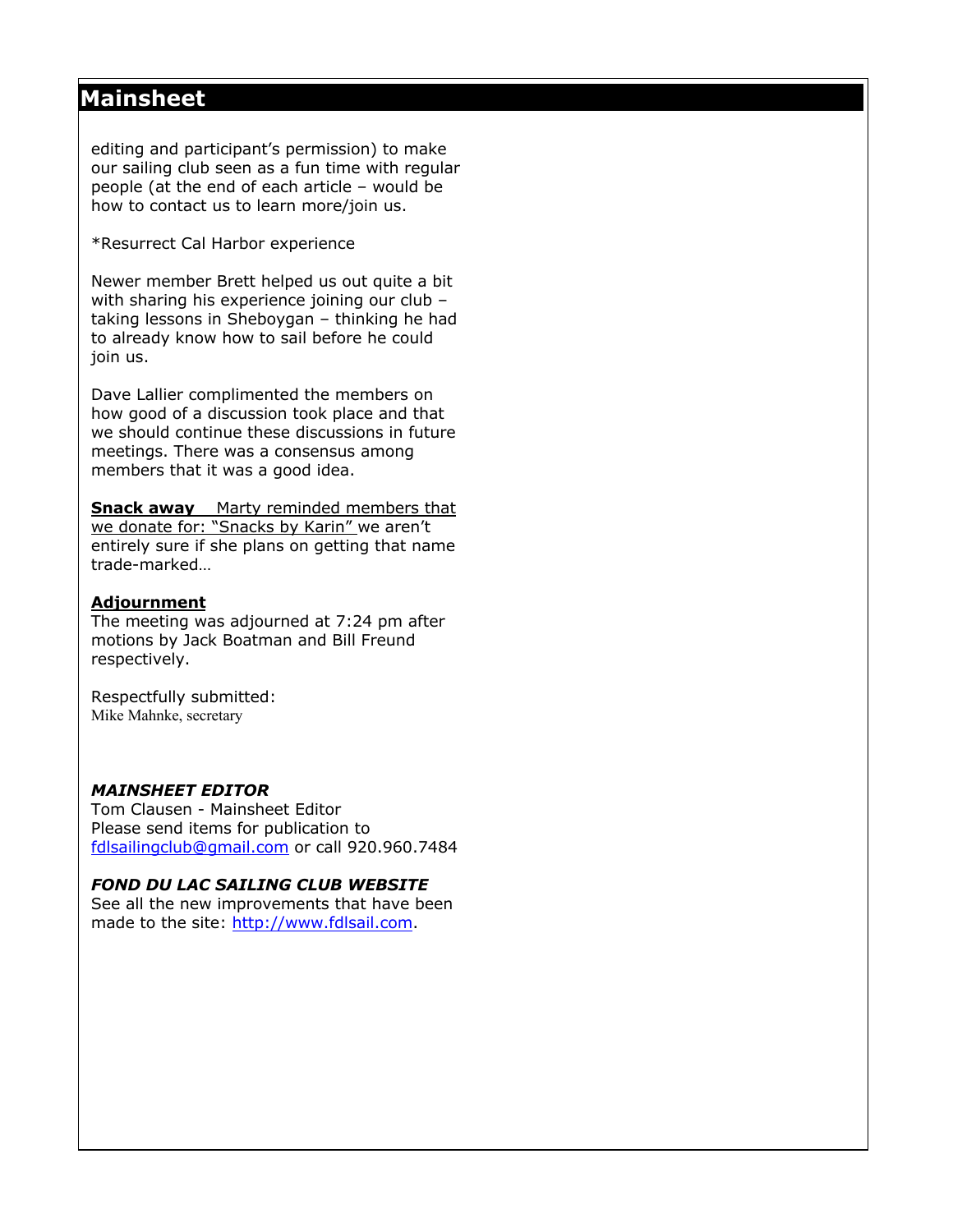editing and participant's permission) to make our sailing club seen as a fun time with regular people (at the end of each article – would be how to contact us to learn more/join us.

*Resurrect Cal Harbor experience

Newer member Brett helped us out quite a bit with sharing his experience joining our club – taking lessons in Sheboygan – thinking he had to already know how to sail before he could join us.

Dave Lallier complimented the members on how good of a discussion took place and that we should continue these discussions in future meetings. There was a consensus among members that it was a good idea.

**Snack away** Marty reminded members that we donate for: "Snacks by Karin" we aren't entirely sure if she plans on getting that name trade-marked…

**Adjournment**
The meeting was adjourned at 7:24 pm after motions by Jack Boatman and Bill Freund respectively.

Respectfully submitted:
Mike Mahnke, secretary

***MAINSHEET EDITOR***
Tom Clausen - Mainsheet Editor
Please send items for publication to fdlsailingclub@gmail.com or call 920.960.7484

***FOND DU LAC SAILING CLUB WEBSITE***
See all the new improvements that have been made to the site: http://www.fdlsail.com.